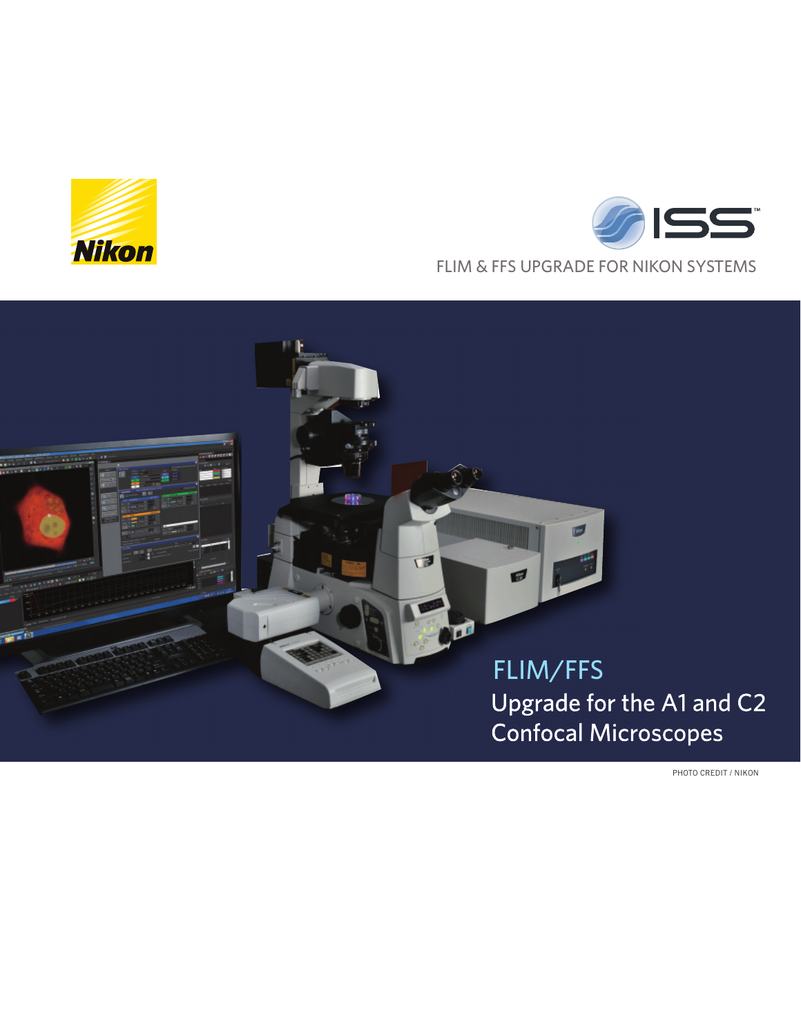FLIM & FFS UPGRADE FOR NIKON SYSTEMS

# FLIM/FFS

## Upgrade for the A1 and C2 Confocal Microscopes

PHOTO CREDIT / NIKON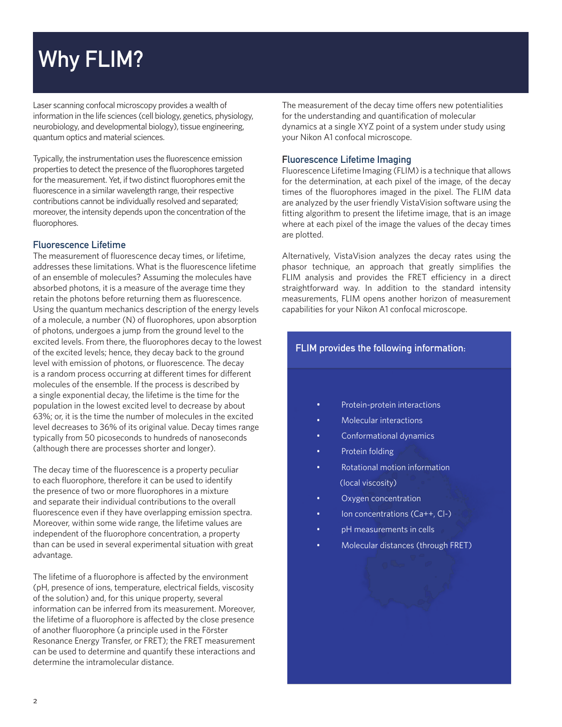# Why FLIM?

Laser scanning confocal microscopy provides a wealth of information in the life sciences (cell biology, genetics, physiology, neurobiology, and developmental biology), tissue engineering, quantum optics and material sciences.

Typically, the instrumentation uses the fluorescence emission properties to detect the presence of the fluorophores targeted for the measurement. Yet, if two distinct fluorophores emit the fluorescence in a similar wavelength range, their respective contributions cannot be individually resolved and separated; moreover, the intensity depends upon the concentration of the fluorophores.

## Fluorescence Lifetime

The measurement of fluorescence decay times, or lifetime, addresses these limitations. What is the fluorescence lifetime of an ensemble of molecules? Assuming the molecules have absorbed photons, it is a measure of the average time they retain the photons before returning them as fluorescence. Using the quantum mechanics description of the energy levels of a molecule, a number (N) of fluorophores, upon absorption of photons, undergoes a jump from the ground level to the excited levels. From there, the fluorophores decay to the lowest of the excited levels; hence, they decay back to the ground level with emission of photons, or fluorescence. The decay is a random process occurring at different times for different molecules of the ensemble. If the process is described by a single exponential decay, the lifetime is the time for the population in the lowest excited level to decrease by about 63%; or, it is the time the number of molecules in the excited level decreases to 36% of its original value. Decay times range typically from 50 picoseconds to hundreds of nanoseconds (although there are processes shorter and longer).

The decay time of the fluorescence is a property peculiar to each fluorophore, therefore it can be used to identify the presence of two or more fluorophores in a mixture and separate their individual contributions to the overall fluorescence even if they have overlapping emission spectra. Moreover, within some wide range, the lifetime values are independent of the fluorophore concentration, a property than can be used in several experimental situation with great advantage.

The lifetime of a fluorophore is affected by the environment (pH, presence of ions, temperature, electrical fields, viscosity of the solution) and, for this unique property, several information can be inferred from its measurement. Moreover, the lifetime of a fluorophore is affected by the close presence of another fluorophore (a principle used in the Förster Resonance Energy Transfer, or FRET); the FRET measurement can be used to determine and quantify these interactions and determine the intramolecular distance.

The measurement of the decay time offers new potentialities for the understanding and quantification of molecular dynamics at a single XYZ point of a system under study using your Nikon A1 confocal microscope.

## Fluorescence Lifetime Imaging

Fluorescence Lifetime Imaging (FLIM) is a technique that allows for the determination, at each pixel of the image, of the decay times of the fluorophores imaged in the pixel. The FLIM data are analyzed by the user friendly VistaVision software using the fitting algorithm to present the lifetime image, that is an image where at each pixel of the image the values of the decay times are plotted.

Alternatively, VistaVision analyzes the decay rates using the phasor technique, an approach that greatly simplifies the FLIM analysis and provides the FRET efficiency in a direct straightforward way. In addition to the standard intensity measurements, FLIM opens another horizon of measurement capabilities for your Nikon A1 confocal microscope.

**FLIM provides the following information:**

- Protein-protein interactions
- Molecular interactions
- Conformational dynamics
- Protein folding
- Rotational motion information (local viscosity)
- Oxygen concentration
- Ion concentrations (Ca++, Cl-)
- pH measurements in cells
- Molecular distances (through FRET)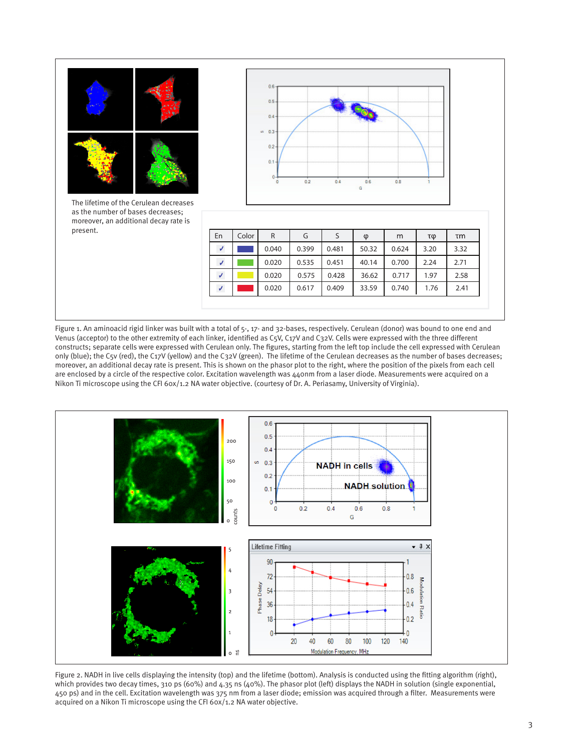The lifetime of the Cerulean decreases as the number of bases decreases; moreover, an additional decay rate is present.

| En | Color | R | G | S | φ | m | τφ | τm |
|---|---|---|---|---|---|---|---|---|
| ✓ | (blue) | 0.040 | 0.399 | 0.481 | 50.32 | 0.624 | 3.20 | 3.32 |
| ✓ | (green) | 0.020 | 0.535 | 0.451 | 40.14 | 0.700 | 2.24 | 2.71 |
| ✓ | (yellow) | 0.020 | 0.575 | 0.428 | 36.62 | 0.717 | 1.97 | 2.58 |
| ✓ | (red) | 0.020 | 0.617 | 0.409 | 33.59 | 0.740 | 1.76 | 2.41 |

Figure 1. An aminoacid rigid linker was built with a total of 5-, 17- and 32-bases, respectively. Cerulean (donor) was bound to one end and Venus (acceptor) to the other extremity of each linker, identified as C5V, C17V and C32V. Cells were expressed with the three different constructs; separate cells were expressed with Cerulean only. The figures, starting from the left top include the cell expressed with Cerulean only (blue); the C5v (red), the C17V (yellow) and the C32V (green). The lifetime of the Cerulean decreases as the number of bases decreases; moreover, an additional decay rate is present. This is shown on the phasor plot to the right, where the position of the pixels from each cell are enclosed by a circle of the respective color. Excitation wavelength was 440nm from a laser diode. Measurements were acquired on a Nikon Ti microscope using the CFI 60x/1.2 NA water objective. (courtesy of Dr. A. Periasamy, University of Virginia).

Figure 2. NADH in live cells displaying the intensity (top) and the lifetime (bottom). Analysis is conducted using the fitting algorithm (right), which provides two decay times, 310 ps (60%) and 4.35 ns (40%). The phasor plot (left) displays the NADH in solution (single exponential, 450 ps) and in the cell. Excitation wavelength was 375 nm from a laser diode; emission was acquired through a filter. Measurements were acquired on a Nikon Ti microscope using the CFI 60x/1.2 NA water objective.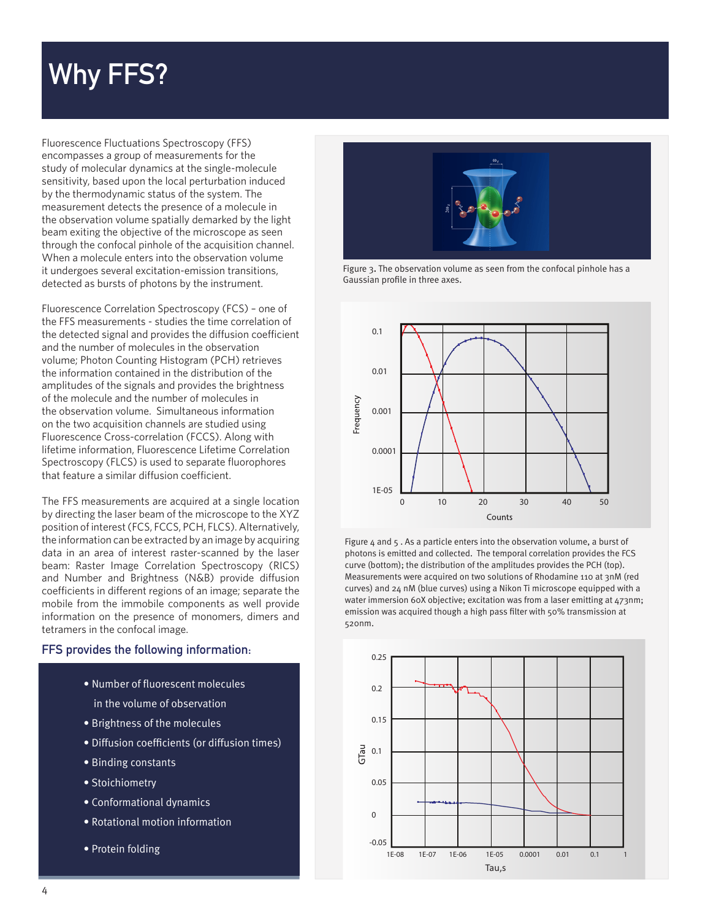# Why FFS?

Fluorescence Fluctuations Spectroscopy (FFS) encompasses a group of measurements for the study of molecular dynamics at the single-molecule sensitivity, based upon the local perturbation induced by the thermodynamic status of the system. The measurement detects the presence of a molecule in the observation volume spatially demarked by the light beam exiting the objective of the microscope as seen through the confocal pinhole of the acquisition channel. When a molecule enters into the observation volume it undergoes several excitation-emission transitions, detected as bursts of photons by the instrument.

Fluorescence Correlation Spectroscopy (FCS) – one of the FFS measurements - studies the time correlation of the detected signal and provides the diffusion coefficient and the number of molecules in the observation volume; Photon Counting Histogram (PCH) retrieves the information contained in the distribution of the amplitudes of the signals and provides the brightness of the molecule and the number of molecules in the observation volume. Simultaneous information on the two acquisition channels are studied using Fluorescence Cross-correlation (FCCS). Along with lifetime information, Fluorescence Lifetime Correlation Spectroscopy (FLCS) is used to separate fluorophores that feature a similar diffusion coefficient.

The FFS measurements are acquired at a single location by directing the laser beam of the microscope to the XYZ position of interest (FCS, FCCS, PCH, FLCS). Alternatively, the information can be extracted by an image by acquiring data in an area of interest raster-scanned by the laser beam: Raster Image Correlation Spectroscopy (RICS) and Number and Brightness (N&B) provide diffusion coefficients in different regions of an image; separate the mobile from the immobile components as well provide information on the presence of monomers, dimers and tetramers in the confocal image.

## FFS provides the following information:

- Number of fluorescent molecules in the volume of observation
- Brightness of the molecules
- Diffusion coefficients (or diffusion times)
- Binding constants
- Stoichiometry
- Conformational dynamics
- Rotational motion information
- Protein folding

Figure 3. The observation volume as seen from the confocal pinhole has a Gaussian profile in three axes.

Figure 4 and 5 . As a particle enters into the observation volume, a burst of photons is emitted and collected. The temporal correlation provides the FCS curve (bottom); the distribution of the amplitudes provides the PCH (top). Measurements were acquired on two solutions of Rhodamine 110 at 3nM (red curves) and 24 nM (blue curves) using a Nikon Ti microscope equipped with a water immersion 60X objective; excitation was from a laser emitting at 473nm; emission was acquired though a high pass filter with 50% transmission at 520nm.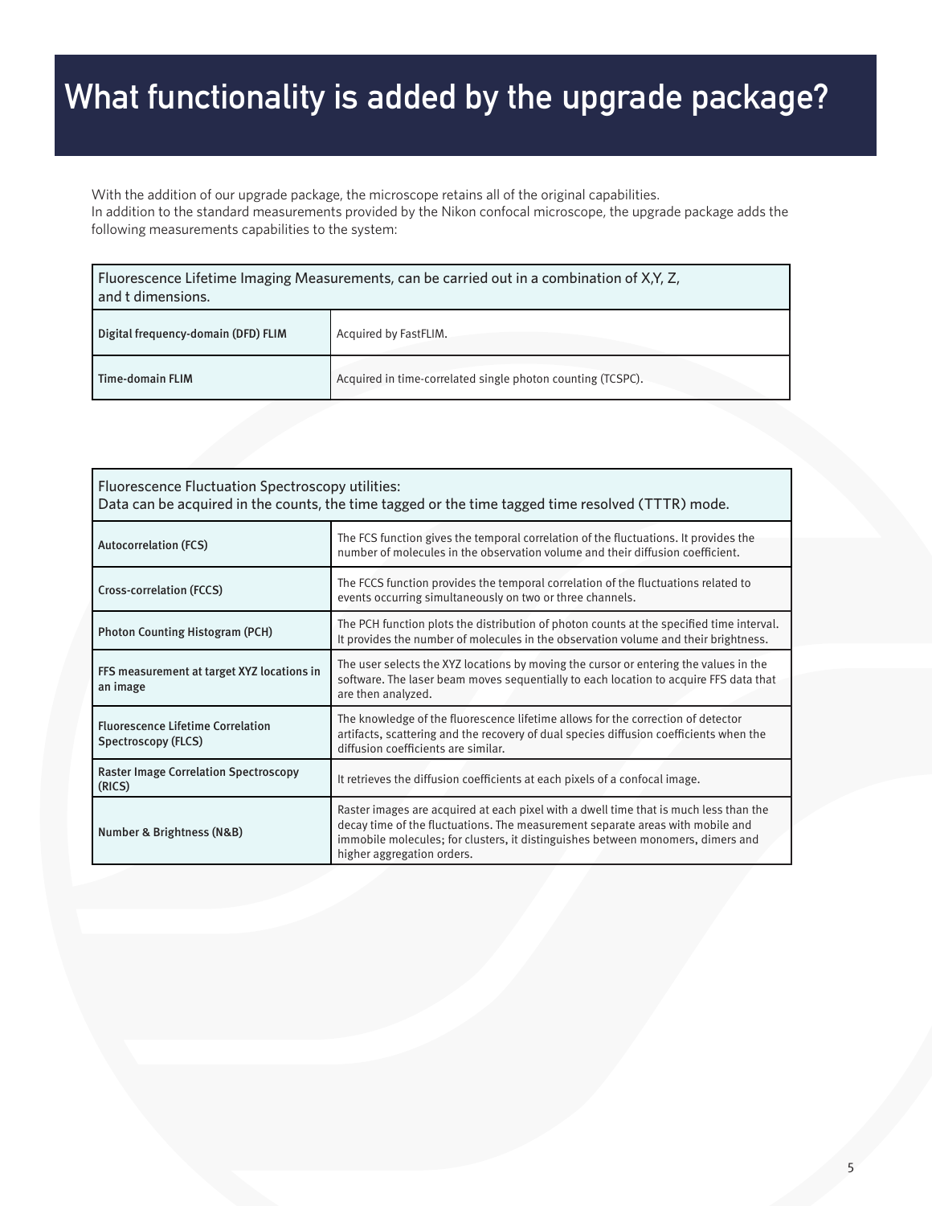# What functionality is added by the upgrade package?

With the addition of our upgrade package, the microscope retains all of the original capabilities.
In addition to the standard measurements provided by the Nikon confocal microscope, the upgrade package adds the following measurements capabilities to the system:

| Fluorescence Lifetime Imaging Measurements, can be carried out in a combination of X,Y, Z, and t dimensions. | |
|---|---|
| **Digital frequency-domain (DFD) FLIM** | Acquired by FastFLIM. |
| **Time-domain FLIM** | Acquired in time-correlated single photon counting (TCSPC). |

| Fluorescence Fluctuation Spectroscopy utilities: Data can be acquired in the counts, the time tagged or the time tagged time resolved (TTTR) mode. | |
|---|---|
| **Autocorrelation (FCS)** | The FCS function gives the temporal correlation of the fluctuations. It provides the number of molecules in the observation volume and their diffusion coefficient. |
| **Cross-correlation (FCCS)** | The FCCS function provides the temporal correlation of the fluctuations related to events occurring simultaneously on two or three channels. |
| **Photon Counting Histogram (PCH)** | The PCH function plots the distribution of photon counts at the specified time interval. It provides the number of molecules in the observation volume and their brightness. |
| **FFS measurement at target XYZ locations in an image** | The user selects the XYZ locations by moving the cursor or entering the values in the software. The laser beam moves sequentially to each location to acquire FFS data that are then analyzed. |
| **Fluorescence Lifetime Correlation Spectroscopy (FLCS)** | The knowledge of the fluorescence lifetime allows for the correction of detector artifacts, scattering and the recovery of dual species diffusion coefficients when the diffusion coefficients are similar. |
| **Raster Image Correlation Spectroscopy (RICS)** | It retrieves the diffusion coefficients at each pixels of a confocal image. |
| **Number & Brightness (N&B)** | Raster images are acquired at each pixel with a dwell time that is much less than the decay time of the fluctuations. The measurement separate areas with mobile and immobile molecules; for clusters, it distinguishes between monomers, dimers and higher aggregation orders. |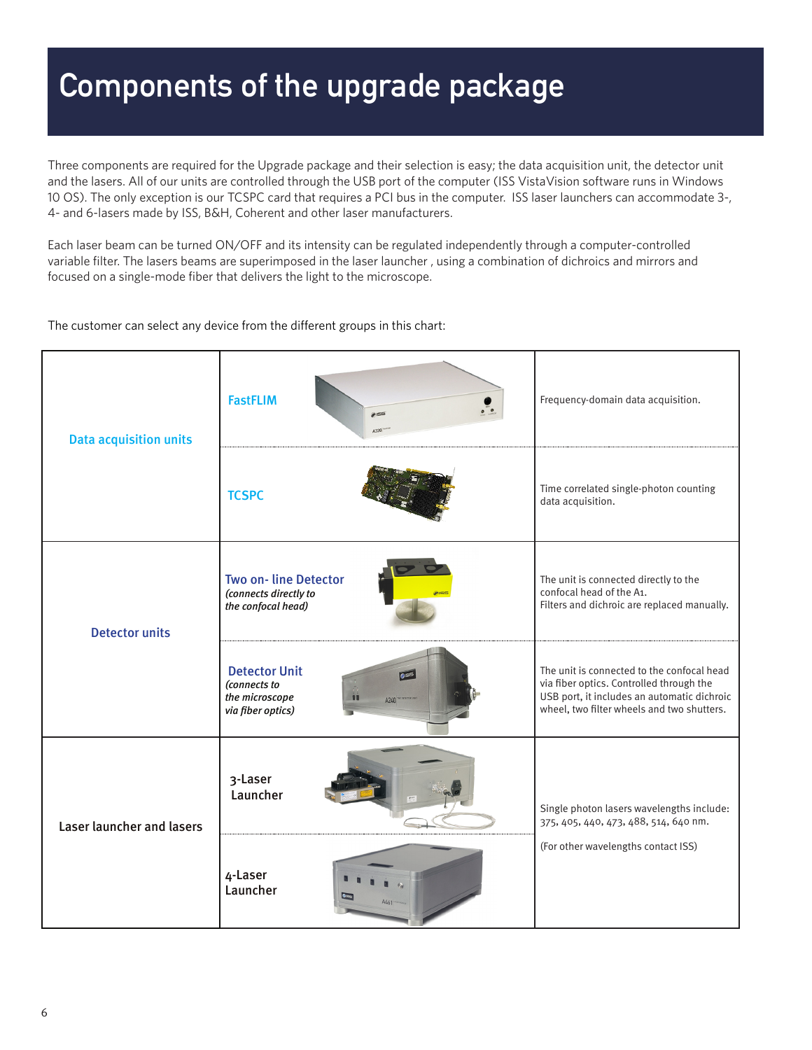# Components of the upgrade package

Three components are required for the Upgrade package and their selection is easy; the data acquisition unit, the detector unit and the lasers. All of our units are controlled through the USB port of the computer (ISS VistaVision software runs in Windows 10 OS). The only exception is our TCSPC card that requires a PCI bus in the computer. ISS laser launchers can accommodate 3-, 4- and 6-lasers made by ISS, B&H, Coherent and other laser manufacturers.

Each laser beam can be turned ON/OFF and its intensity can be regulated independently through a computer-controlled variable filter. The lasers beams are superimposed in the laser launcher , using a combination of dichroics and mirrors and focused on a single-mode fiber that delivers the light to the microscope.

The customer can select any device from the different groups in this chart:

| | | |
|---|---|---|
| **Data acquisition units** | **FastFLIM** | Frequency-domain data acquisition. |
| | **TCSPC** | Time correlated single-photon counting data acquisition. |
| **Detector units** | **Two on- line Detector** *(connects directly to the confocal head)* | The unit is connected directly to the confocal head of the A1. Filters and dichroic are replaced manually. |
| | **Detector Unit** *(connects to the microscope via fiber optics)* | The unit is connected to the confocal head via fiber optics. Controlled through the USB port, it includes an automatic dichroic wheel, two filter wheels and two shutters. |
| **Laser launcher and lasers** | 3-Laser Launcher | Single photon lasers wavelengths include: 375, 405, 440, 473, 488, 514, 640 nm. (For other wavelengths contact ISS) |
| | 4-Laser Launcher | |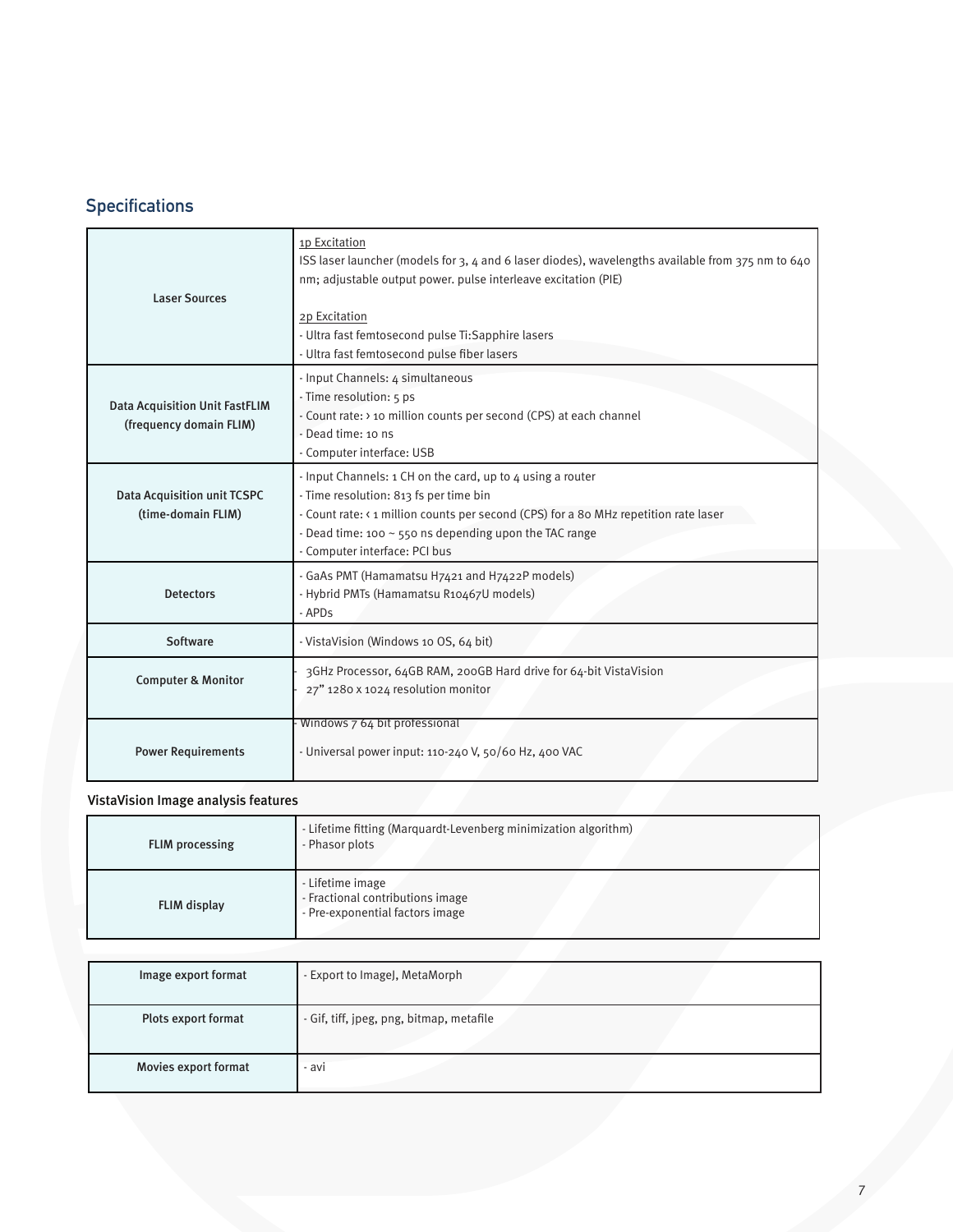## Specifications

| | |
|---|---|
| **Laser Sources** | 1p Excitation<br>ISS laser launcher (models for 3, 4 and 6 laser diodes), wavelengths available from 375 nm to 640 nm; adjustable output power. pulse interleave excitation (PIE)<br><br>2p Excitation<br>- Ultra fast femtosecond pulse Ti:Sapphire lasers<br>- Ultra fast femtosecond pulse fiber lasers |
| **Data Acquisition Unit FastFLIM (frequency domain FLIM)** | - Input Channels: 4 simultaneous<br>- Time resolution: 5 ps<br>- Count rate: > 10 million counts per second (CPS) at each channel<br>- Dead time: 10 ns<br>- Computer interface: USB |
| **Data Acquisition unit TCSPC (time-domain FLIM)** | - Input Channels: 1 CH on the card, up to 4 using a router<br>- Time resolution: 813 fs per time bin<br>- Count rate: < 1 million counts per second (CPS) for a 80 MHz repetition rate laser<br>- Dead time: 100 ~ 550 ns depending upon the TAC range<br>- Computer interface: PCI bus |
| **Detectors** | - GaAs PMT (Hamamatsu H7421 and H7422P models)<br>- Hybrid PMTs (Hamamatsu R10467U models)<br>- APDs |
| **Software** | - VistaVision (Windows 10 OS, 64 bit) |
| **Computer & Monitor** | - 3GHz Processor, 64GB RAM, 200GB Hard drive for 64-bit VistaVision<br>- 27" 1280 x 1024 resolution monitor |
| **Power Requirements** | - Windows 7 64 bit professional<br>- Universal power input: 110-240 V, 50/60 Hz, 400 VAC |

### VistaVision Image analysis features

| | |
|---|---|
| **FLIM processing** | - Lifetime fitting (Marquardt-Levenberg minimization algorithm)<br>- Phasor plots |
| **FLIM display** | - Lifetime image<br>- Fractional contributions image<br>- Pre-exponential factors image |

| | |
|---|---|
| **Image export format** | - Export to ImageJ, MetaMorph |
| **Plots export format** | - Gif, tiff, jpeg, png, bitmap, metafile |
| **Movies export format** | - avi |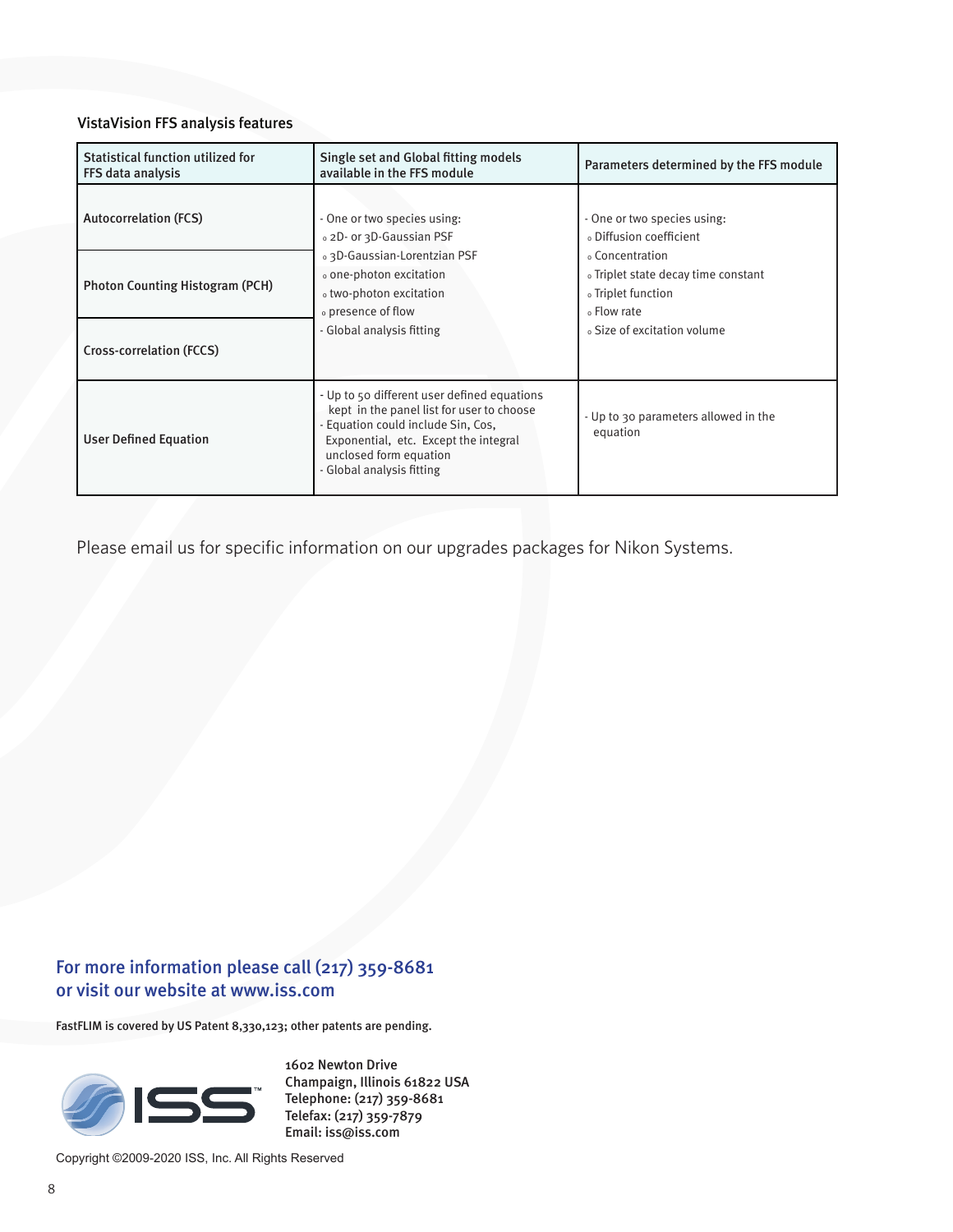### VistaVision FFS analysis features

| Statistical function utilized for FFS data analysis | Single set and Global fitting models available in the FFS module | Parameters determined by the FFS module |
|---|---|---|
| Autocorrelation (FCS)<br>Photon Counting Histogram (PCH)<br>Cross-correlation (FCCS) | - One or two species using:<br>◦ 2D- or 3D-Gaussian PSF<br>◦ 3D-Gaussian-Lorentzian PSF<br>◦ one-photon excitation<br>◦ two-photon excitation<br>◦ presence of flow<br>- Global analysis fitting | - One or two species using:<br>◦ Diffusion coefficient<br>◦ Concentration<br>◦ Triplet state decay time constant<br>◦ Triplet function<br>◦ Flow rate<br>◦ Size of excitation volume |
| User Defined Equation | - Up to 50 different user defined equations kept in the panel list for user to choose<br>- Equation could include Sin, Cos, Exponential, etc. Except the integral unclosed form equation<br>- Global analysis fitting | - Up to 30 parameters allowed in the equation |

Please email us for specific information on our upgrades packages for Nikon Systems.

**For more information please call (217) 359-8681**
**or visit our website at www.iss.com**

FastFLIM is covered by US Patent 8,330,123; other patents are pending.

ISS™

1602 Newton Drive
Champaign, Illinois 61822 USA
Telephone: (217) 359-8681
Telefax: (217) 359-7879
Email: iss@iss.com

Copyright ©2009-2020 ISS, Inc. All Rights Reserved